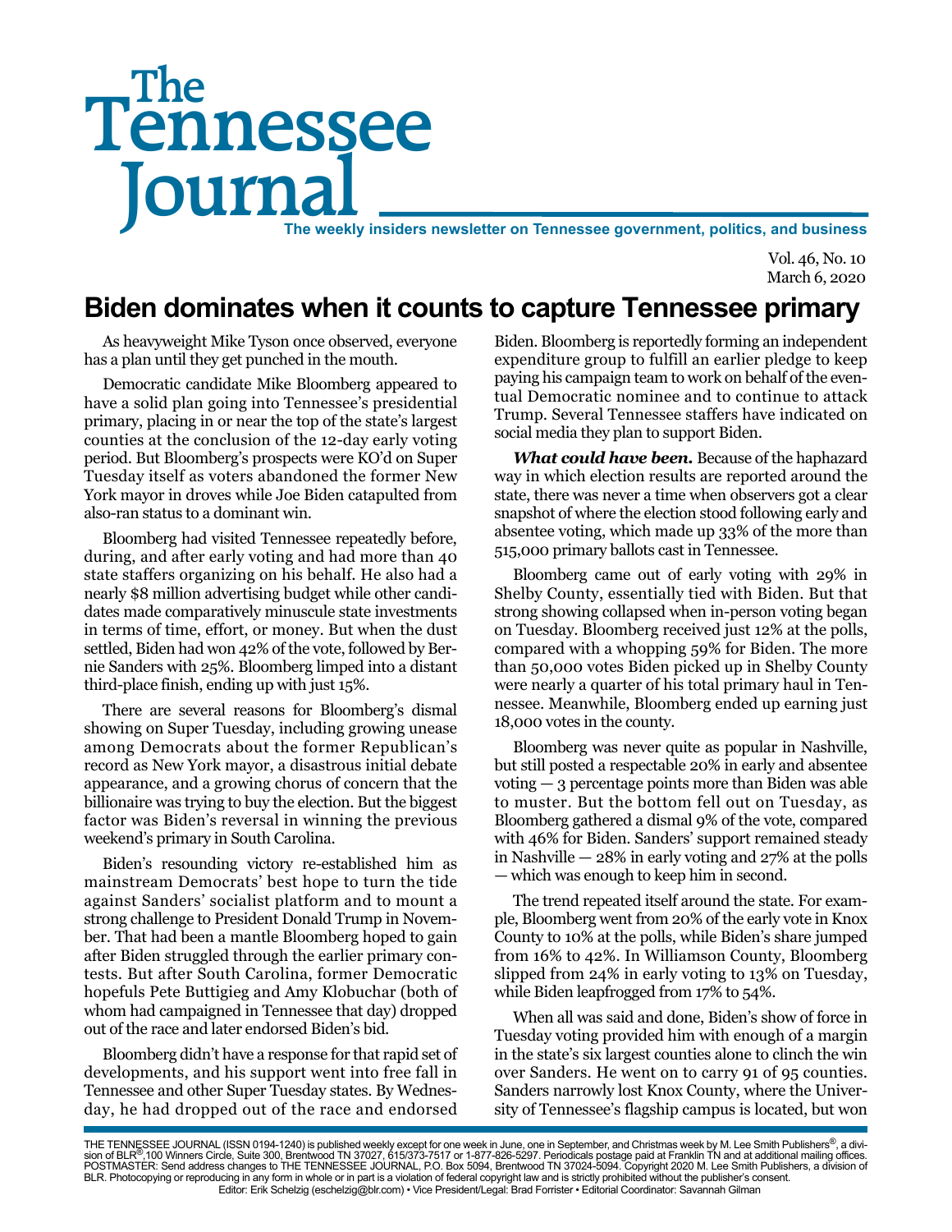# The Tennessee Journal

**The weekly insiders newsletter on Tennessee government, politics, and business**

Vol. 46, No. 10
March 6, 2020

## Biden dominates when it counts to capture Tennessee primary

As heavyweight Mike Tyson once observed, everyone has a plan until they get punched in the mouth.

Democratic candidate Mike Bloomberg appeared to have a solid plan going into Tennessee's presidential primary, placing in or near the top of the state's largest counties at the conclusion of the 12-day early voting period. But Bloomberg's prospects were KO'd on Super Tuesday itself as voters abandoned the former New York mayor in droves while Joe Biden catapulted from also-ran status to a dominant win.

Bloomberg had visited Tennessee repeatedly before, during, and after early voting and had more than 40 state staffers organizing on his behalf. He also had a nearly $8 million advertising budget while other candidates made comparatively minuscule state investments in terms of time, effort, or money. But when the dust settled, Biden had won 42% of the vote, followed by Bernie Sanders with 25%. Bloomberg limped into a distant third-place finish, ending up with just 15%.

There are several reasons for Bloomberg's dismal showing on Super Tuesday, including growing unease among Democrats about the former Republican's record as New York mayor, a disastrous initial debate appearance, and a growing chorus of concern that the billionaire was trying to buy the election. But the biggest factor was Biden's reversal in winning the previous weekend's primary in South Carolina.

Biden's resounding victory re-established him as mainstream Democrats' best hope to turn the tide against Sanders' socialist platform and to mount a strong challenge to President Donald Trump in November. That had been a mantle Bloomberg hoped to gain after Biden struggled through the earlier primary contests. But after South Carolina, former Democratic hopefuls Pete Buttigieg and Amy Klobuchar (both of whom had campaigned in Tennessee that day) dropped out of the race and later endorsed Biden's bid.

Bloomberg didn't have a response for that rapid set of developments, and his support went into free fall in Tennessee and other Super Tuesday states. By Wednesday, he had dropped out of the race and endorsed Biden. Bloomberg is reportedly forming an independent expenditure group to fulfill an earlier pledge to keep paying his campaign team to work on behalf of the eventual Democratic nominee and to continue to attack Trump. Several Tennessee staffers have indicated on social media they plan to support Biden.

***What could have been.*** Because of the haphazard way in which election results are reported around the state, there was never a time when observers got a clear snapshot of where the election stood following early and absentee voting, which made up 33% of the more than 515,000 primary ballots cast in Tennessee.

Bloomberg came out of early voting with 29% in Shelby County, essentially tied with Biden. But that strong showing collapsed when in-person voting began on Tuesday. Bloomberg received just 12% at the polls, compared with a whopping 59% for Biden. The more than 50,000 votes Biden picked up in Shelby County were nearly a quarter of his total primary haul in Tennessee. Meanwhile, Bloomberg ended up earning just 18,000 votes in the county.

Bloomberg was never quite as popular in Nashville, but still posted a respectable 20% in early and absentee voting — 3 percentage points more than Biden was able to muster. But the bottom fell out on Tuesday, as Bloomberg gathered a dismal 9% of the vote, compared with 46% for Biden. Sanders' support remained steady in Nashville — 28% in early voting and 27% at the polls — which was enough to keep him in second.

The trend repeated itself around the state. For example, Bloomberg went from 20% of the early vote in Knox County to 10% at the polls, while Biden's share jumped from 16% to 42%. In Williamson County, Bloomberg slipped from 24% in early voting to 13% on Tuesday, while Biden leapfrogged from 17% to 54%.

When all was said and done, Biden's show of force in Tuesday voting provided him with enough of a margin in the state's six largest counties alone to clinch the win over Sanders. He went on to carry 91 of 95 counties. Sanders narrowly lost Knox County, where the University of Tennessee's flagship campus is located, but won

THE TENNESSEE JOURNAL (ISSN 0194-1240) is published weekly except for one week in June, one in September, and Christmas week by M. Lee Smith Publishers®, a division of BLR®, 100 Winners Circle, Suite 300, Brentwood TN 37027, 615/373-7517 or 1-877-826-5297. Periodicals postage paid at Franklin TN and at additional mailing offices. POSTMASTER: Send address changes to THE TENNESSEE JOURNAL, P.O. Box 5094, Brentwood TN 37024-5094. Copyright 2020 M. Lee Smith Publishers, a division of BLR. Photocopying or reproducing in any form in whole or in part is a violation of federal copyright law and is strictly prohibited without the publisher's consent.
Editor: Erik Schelzig (eschelzig@blr.com) • Vice President/Legal: Brad Forrister • Editorial Coordinator: Savannah Gilman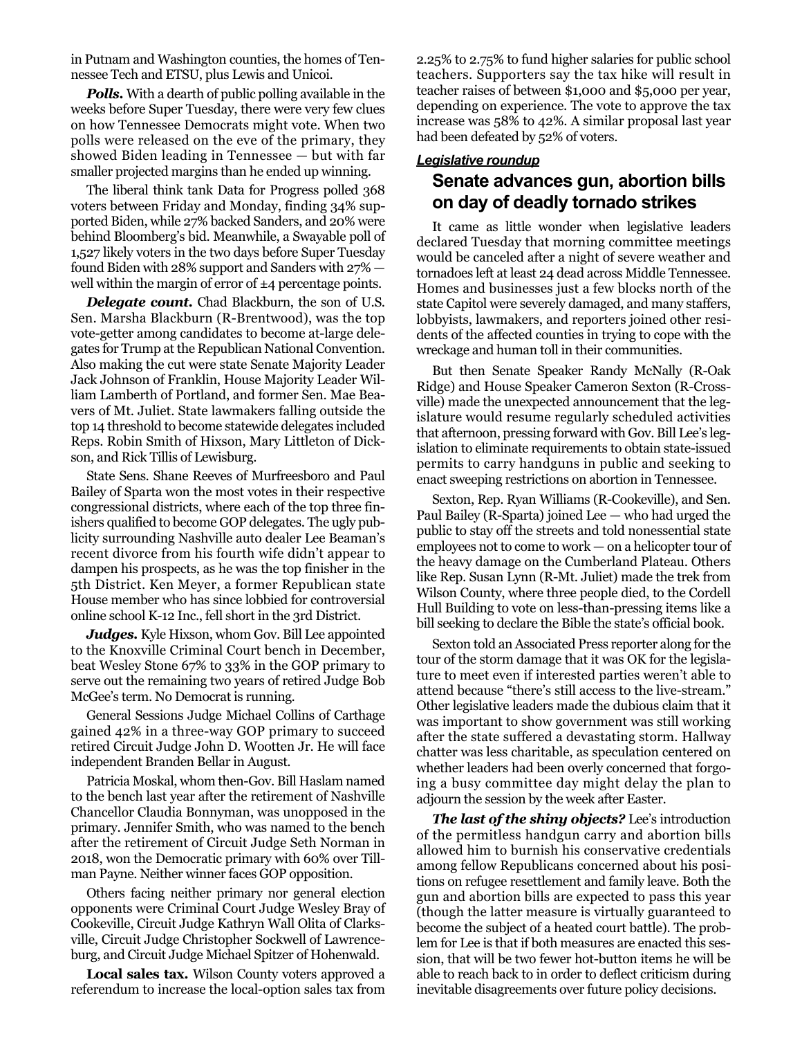in Putnam and Washington counties, the homes of Tennessee Tech and ETSU, plus Lewis and Unicoi.

***Polls.*** With a dearth of public polling available in the weeks before Super Tuesday, there were very few clues on how Tennessee Democrats might vote. When two polls were released on the eve of the primary, they showed Biden leading in Tennessee — but with far smaller projected margins than he ended up winning.

The liberal think tank Data for Progress polled 368 voters between Friday and Monday, finding 34% supported Biden, while 27% backed Sanders, and 20% were behind Bloomberg's bid. Meanwhile, a Swayable poll of 1,527 likely voters in the two days before Super Tuesday found Biden with 28% support and Sanders with 27% — well within the margin of error of ±4 percentage points.

***Delegate count.*** Chad Blackburn, the son of U.S. Sen. Marsha Blackburn (R-Brentwood), was the top vote-getter among candidates to become at-large delegates for Trump at the Republican National Convention. Also making the cut were state Senate Majority Leader Jack Johnson of Franklin, House Majority Leader William Lamberth of Portland, and former Sen. Mae Beavers of Mt. Juliet. State lawmakers falling outside the top 14 threshold to become statewide delegates included Reps. Robin Smith of Hixson, Mary Littleton of Dickson, and Rick Tillis of Lewisburg.

State Sens. Shane Reeves of Murfreesboro and Paul Bailey of Sparta won the most votes in their respective congressional districts, where each of the top three finishers qualified to become GOP delegates. The ugly publicity surrounding Nashville auto dealer Lee Beaman's recent divorce from his fourth wife didn't appear to dampen his prospects, as he was the top finisher in the 5th District. Ken Meyer, a former Republican state House member who has since lobbied for controversial online school K-12 Inc., fell short in the 3rd District.

***Judges.*** Kyle Hixson, whom Gov. Bill Lee appointed to the Knoxville Criminal Court bench in December, beat Wesley Stone 67% to 33% in the GOP primary to serve out the remaining two years of retired Judge Bob McGee's term. No Democrat is running.

General Sessions Judge Michael Collins of Carthage gained 42% in a three-way GOP primary to succeed retired Circuit Judge John D. Wootten Jr. He will face independent Branden Bellar in August.

Patricia Moskal, whom then-Gov. Bill Haslam named to the bench last year after the retirement of Nashville Chancellor Claudia Bonnyman, was unopposed in the primary. Jennifer Smith, who was named to the bench after the retirement of Circuit Judge Seth Norman in 2018, won the Democratic primary with 60% over Tillman Payne. Neither winner faces GOP opposition.

Others facing neither primary nor general election opponents were Criminal Court Judge Wesley Bray of Cookeville, Circuit Judge Kathryn Wall Olita of Clarksville, Circuit Judge Christopher Sockwell of Lawrenceburg, and Circuit Judge Michael Spitzer of Hohenwald.

**Local sales tax.** Wilson County voters approved a referendum to increase the local-option sales tax from 2.25% to 2.75% to fund higher salaries for public school teachers. Supporters say the tax hike will result in teacher raises of between $1,000 and $5,000 per year, depending on experience. The vote to approve the tax increase was 58% to 42%. A similar proposal last year had been defeated by 52% of voters.

***Legislative roundup***

## Senate advances gun, abortion bills on day of deadly tornado strikes

It came as little wonder when legislative leaders declared Tuesday that morning committee meetings would be canceled after a night of severe weather and tornadoes left at least 24 dead across Middle Tennessee. Homes and businesses just a few blocks north of the state Capitol were severely damaged, and many staffers, lobbyists, lawmakers, and reporters joined other residents of the affected counties in trying to cope with the wreckage and human toll in their communities.

But then Senate Speaker Randy McNally (R-Oak Ridge) and House Speaker Cameron Sexton (R-Crossville) made the unexpected announcement that the legislature would resume regularly scheduled activities that afternoon, pressing forward with Gov. Bill Lee's legislation to eliminate requirements to obtain state-issued permits to carry handguns in public and seeking to enact sweeping restrictions on abortion in Tennessee.

Sexton, Rep. Ryan Williams (R-Cookeville), and Sen. Paul Bailey (R-Sparta) joined Lee — who had urged the public to stay off the streets and told nonessential state employees not to come to work — on a helicopter tour of the heavy damage on the Cumberland Plateau. Others like Rep. Susan Lynn (R-Mt. Juliet) made the trek from Wilson County, where three people died, to the Cordell Hull Building to vote on less-than-pressing items like a bill seeking to declare the Bible the state's official book.

Sexton told an Associated Press reporter along for the tour of the storm damage that it was OK for the legislature to meet even if interested parties weren't able to attend because "there's still access to the live-stream." Other legislative leaders made the dubious claim that it was important to show government was still working after the state suffered a devastating storm. Hallway chatter was less charitable, as speculation centered on whether leaders had been overly concerned that forgoing a busy committee day might delay the plan to adjourn the session by the week after Easter.

***The last of the shiny objects?*** Lee's introduction of the permitless handgun carry and abortion bills allowed him to burnish his conservative credentials among fellow Republicans concerned about his positions on refugee resettlement and family leave. Both the gun and abortion bills are expected to pass this year (though the latter measure is virtually guaranteed to become the subject of a heated court battle). The problem for Lee is that if both measures are enacted this session, that will be two fewer hot-button items he will be able to reach back to in order to deflect criticism during inevitable disagreements over future policy decisions.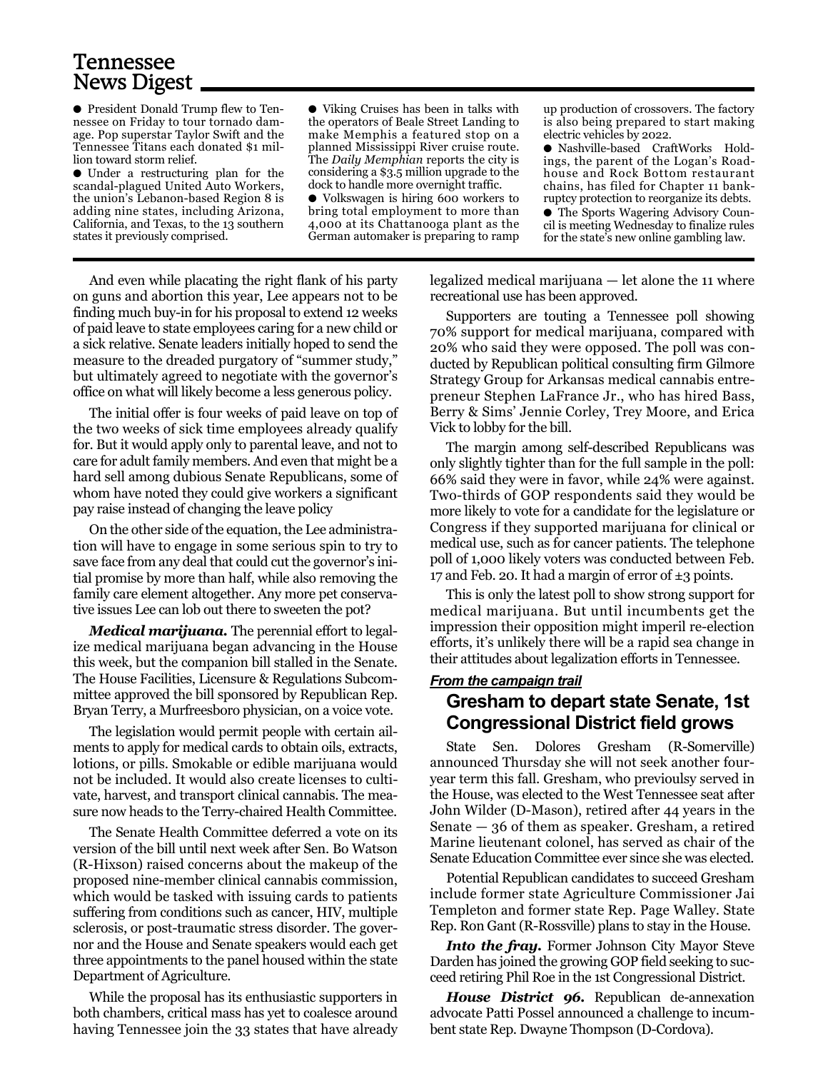## Tennessee News Digest

- President Donald Trump flew to Tennessee on Friday to tour tornado damage. Pop superstar Taylor Swift and the Tennessee Titans each donated $1 million toward storm relief.
- Under a restructuring plan for the scandal-plagued United Auto Workers, the union's Lebanon-based Region 8 is adding nine states, including Arizona, California, and Texas, to the 13 southern states it previously comprised.
- Viking Cruises has been in talks with the operators of Beale Street Landing to make Memphis a featured stop on a planned Mississippi River cruise route. The *Daily Memphian* reports the city is considering a $3.5 million upgrade to the dock to handle more overnight traffic.
- Volkswagen is hiring 600 workers to bring total employment to more than 4,000 at its Chattanooga plant as the German automaker is preparing to ramp up production of crossovers. The factory is also being prepared to start making electric vehicles by 2022.
- Nashville-based CraftWorks Holdings, the parent of the Logan's Roadhouse and Rock Bottom restaurant chains, has filed for Chapter 11 bankruptcy protection to reorganize its debts.
- The Sports Wagering Advisory Council is meeting Wednesday to finalize rules for the state's new online gambling law.

And even while placating the right flank of his party on guns and abortion this year, Lee appears not to be finding much buy-in for his proposal to extend 12 weeks of paid leave to state employees caring for a new child or a sick relative. Senate leaders initially hoped to send the measure to the dreaded purgatory of "summer study," but ultimately agreed to negotiate with the governor's office on what will likely become a less generous policy.

The initial offer is four weeks of paid leave on top of the two weeks of sick time employees already qualify for. But it would apply only to parental leave, and not to care for adult family members. And even that might be a hard sell among dubious Senate Republicans, some of whom have noted they could give workers a significant pay raise instead of changing the leave policy

On the other side of the equation, the Lee administration will have to engage in some serious spin to try to save face from any deal that could cut the governor's initial promise by more than half, while also removing the family care element altogether. Any more pet conservative issues Lee can lob out there to sweeten the pot?

***Medical marijuana.*** The perennial effort to legalize medical marijuana began advancing in the House this week, but the companion bill stalled in the Senate. The House Facilities, Licensure & Regulations Subcommittee approved the bill sponsored by Republican Rep. Bryan Terry, a Murfreesboro physician, on a voice vote.

The legislation would permit people with certain ailments to apply for medical cards to obtain oils, extracts, lotions, or pills. Smokable or edible marijuana would not be included. It would also create licenses to cultivate, harvest, and transport clinical cannabis. The measure now heads to the Terry-chaired Health Committee.

The Senate Health Committee deferred a vote on its version of the bill until next week after Sen. Bo Watson (R-Hixson) raised concerns about the makeup of the proposed nine-member clinical cannabis commission, which would be tasked with issuing cards to patients suffering from conditions such as cancer, HIV, multiple sclerosis, or post-traumatic stress disorder. The governor and the House and Senate speakers would each get three appointments to the panel housed within the state Department of Agriculture.

While the proposal has its enthusiastic supporters in both chambers, critical mass has yet to coalesce around having Tennessee join the 33 states that have already legalized medical marijuana — let alone the 11 where recreational use has been approved.

Supporters are touting a Tennessee poll showing 70% support for medical marijuana, compared with 20% who said they were opposed. The poll was conducted by Republican political consulting firm Gilmore Strategy Group for Arkansas medical cannabis entrepreneur Stephen LaFrance Jr., who has hired Bass, Berry & Sims' Jennie Corley, Trey Moore, and Erica Vick to lobby for the bill.

The margin among self-described Republicans was only slightly tighter than for the full sample in the poll: 66% said they were in favor, while 24% were against. Two-thirds of GOP respondents said they would be more likely to vote for a candidate for the legislature or Congress if they supported marijuana for clinical or medical use, such as for cancer patients. The telephone poll of 1,000 likely voters was conducted between Feb. 17 and Feb. 20. It had a margin of error of ±3 points.

This is only the latest poll to show strong support for medical marijuana. But until incumbents get the impression their opposition might imperil re-election efforts, it's unlikely there will be a rapid sea change in their attitudes about legalization efforts in Tennessee.

***From the campaign trail***

## Gresham to depart state Senate, 1st Congressional District field grows

State Sen. Dolores Gresham (R-Somerville) announced Thursday she will not seek another four-year term this fall. Gresham, who previoulsy served in the House, was elected to the West Tennessee seat after John Wilder (D-Mason), retired after 44 years in the Senate — 36 of them as speaker. Gresham, a retired Marine lieutenant colonel, has served as chair of the Senate Education Committee ever since she was elected.

Potential Republican candidates to succeed Gresham include former state Agriculture Commissioner Jai Templeton and former state Rep. Page Walley. State Rep. Ron Gant (R-Rossville) plans to stay in the House.

***Into the fray.*** Former Johnson City Mayor Steve Darden has joined the growing GOP field seeking to succeed retiring Phil Roe in the 1st Congressional District.

***House District 96.*** Republican de-annexation advocate Patti Possel announced a challenge to incumbent state Rep. Dwayne Thompson (D-Cordova).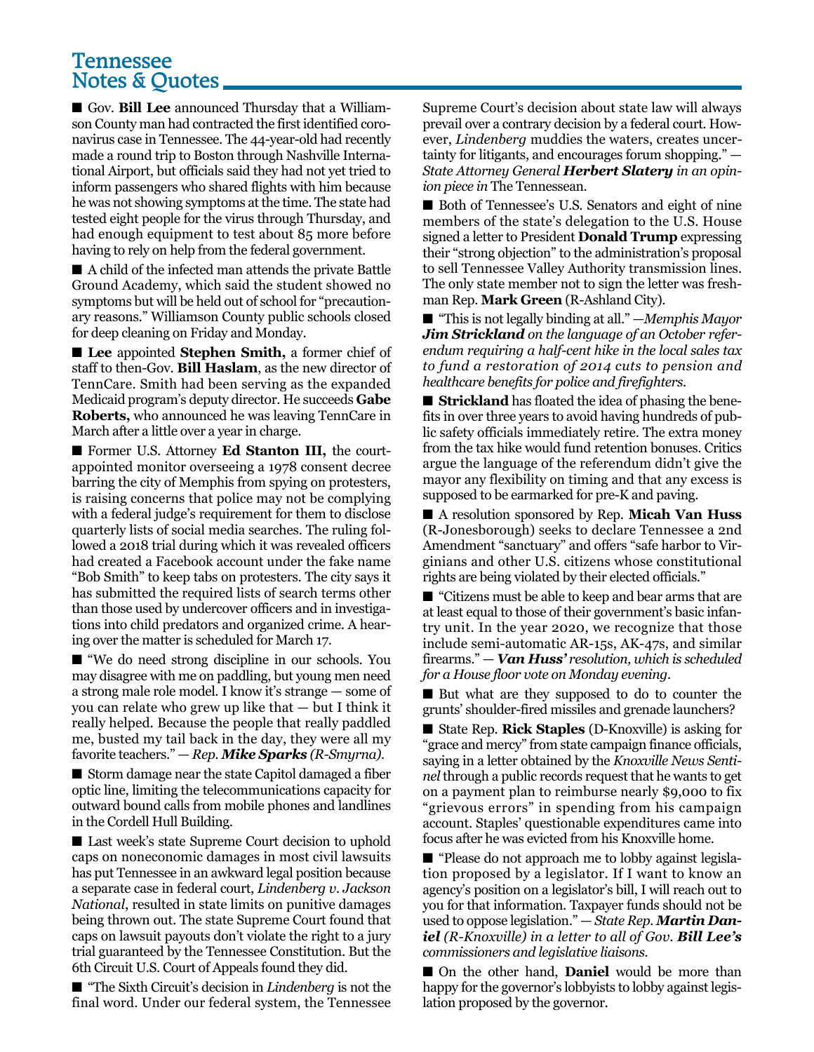# Tennessee Notes & Quotes

■ Gov. **Bill Lee** announced Thursday that a Williamson County man had contracted the first identified coronavirus case in Tennessee. The 44-year-old had recently made a round trip to Boston through Nashville International Airport, but officials said they had not yet tried to inform passengers who shared flights with him because he was not showing symptoms at the time. The state had tested eight people for the virus through Thursday, and had enough equipment to test about 85 more before having to rely on help from the federal government.

■ A child of the infected man attends the private Battle Ground Academy, which said the student showed no symptoms but will be held out of school for "precautionary reasons." Williamson County public schools closed for deep cleaning on Friday and Monday.

■ **Lee** appointed **Stephen Smith,** a former chief of staff to then-Gov. **Bill Haslam**, as the new director of TennCare. Smith had been serving as the expanded Medicaid program's deputy director. He succeeds **Gabe Roberts,** who announced he was leaving TennCare in March after a little over a year in charge.

■ Former U.S. Attorney **Ed Stanton III,** the court-appointed monitor overseeing a 1978 consent decree barring the city of Memphis from spying on protesters, is raising concerns that police may not be complying with a federal judge's requirement for them to disclose quarterly lists of social media searches. The ruling followed a 2018 trial during which it was revealed officers had created a Facebook account under the fake name "Bob Smith" to keep tabs on protesters. The city says it has submitted the required lists of search terms other than those used by undercover officers and in investigations into child predators and organized crime. A hearing over the matter is scheduled for March 17.

■ "We do need strong discipline in our schools. You may disagree with me on paddling, but young men need a strong male role model. I know it's strange — some of you can relate who grew up like that — but I think it really helped. Because the people that really paddled me, busted my tail back in the day, they were all my favorite teachers." — *Rep.* ***Mike Sparks*** *(R-Smyrna).*

■ Storm damage near the state Capitol damaged a fiber optic line, limiting the telecommunications capacity for outward bound calls from mobile phones and landlines in the Cordell Hull Building.

■ Last week's state Supreme Court decision to uphold caps on noneconomic damages in most civil lawsuits has put Tennessee in an awkward legal position because a separate case in federal court, *Lindenberg v. Jackson National*, resulted in state limits on punitive damages being thrown out. The state Supreme Court found that caps on lawsuit payouts don't violate the right to a jury trial guaranteed by the Tennessee Constitution. But the 6th Circuit U.S. Court of Appeals found they did.

■ "The Sixth Circuit's decision in *Lindenberg* is not the final word. Under our federal system, the Tennessee Supreme Court's decision about state law will always prevail over a contrary decision by a federal court. However, *Lindenberg* muddies the waters, creates uncertainty for litigants, and encourages forum shopping." — *State Attorney General* ***Herbert Slatery*** *in an opinion piece in* The Tennessean.

■ Both of Tennessee's U.S. Senators and eight of nine members of the state's delegation to the U.S. House signed a letter to President **Donald Trump** expressing their "strong objection" to the administration's proposal to sell Tennessee Valley Authority transmission lines. The only state member not to sign the letter was freshman Rep. **Mark Green** (R-Ashland City).

■ "This is not legally binding at all." —*Memphis Mayor* ***Jim Strickland*** *on the language of an October referendum requiring a half-cent hike in the local sales tax to fund a restoration of 2014 cuts to pension and healthcare benefits for police and firefighters.*

■ **Strickland** has floated the idea of phasing the benefits in over three years to avoid having hundreds of public safety officials immediately retire. The extra money from the tax hike would fund retention bonuses. Critics argue the language of the referendum didn't give the mayor any flexibility on timing and that any excess is supposed to be earmarked for pre-K and paving.

■ A resolution sponsored by Rep. **Micah Van Huss** (R-Jonesborough) seeks to declare Tennessee a 2nd Amendment "sanctuary" and offers "safe harbor to Virginians and other U.S. citizens whose constitutional rights are being violated by their elected officials."

■ "Citizens must be able to keep and bear arms that are at least equal to those of their government's basic infantry unit. In the year 2020, we recognize that those include semi-automatic AR-15s, AK-47s, and similar firearms." — ***Van Huss'*** *resolution, which is scheduled for a House floor vote on Monday evening.*

■ But what are they supposed to do to counter the grunts' shoulder-fired missiles and grenade launchers?

■ State Rep. **Rick Staples** (D-Knoxville) is asking for "grace and mercy" from state campaign finance officials, saying in a letter obtained by the *Knoxville News Sentinel* through a public records request that he wants to get on a payment plan to reimburse nearly $9,000 to fix "grievous errors" in spending from his campaign account. Staples' questionable expenditures came into focus after he was evicted from his Knoxville home.

■ "Please do not approach me to lobby against legislation proposed by a legislator. If I want to know an agency's position on a legislator's bill, I will reach out to you for that information. Taxpayer funds should not be used to oppose legislation." — *State Rep.* ***Martin Daniel*** *(R-Knoxville) in a letter to all of Gov.* ***Bill Lee's*** *commissioners and legislative liaisons.*

■ On the other hand, **Daniel** would be more than happy for the governor's lobbyists to lobby against legislation proposed by the governor.